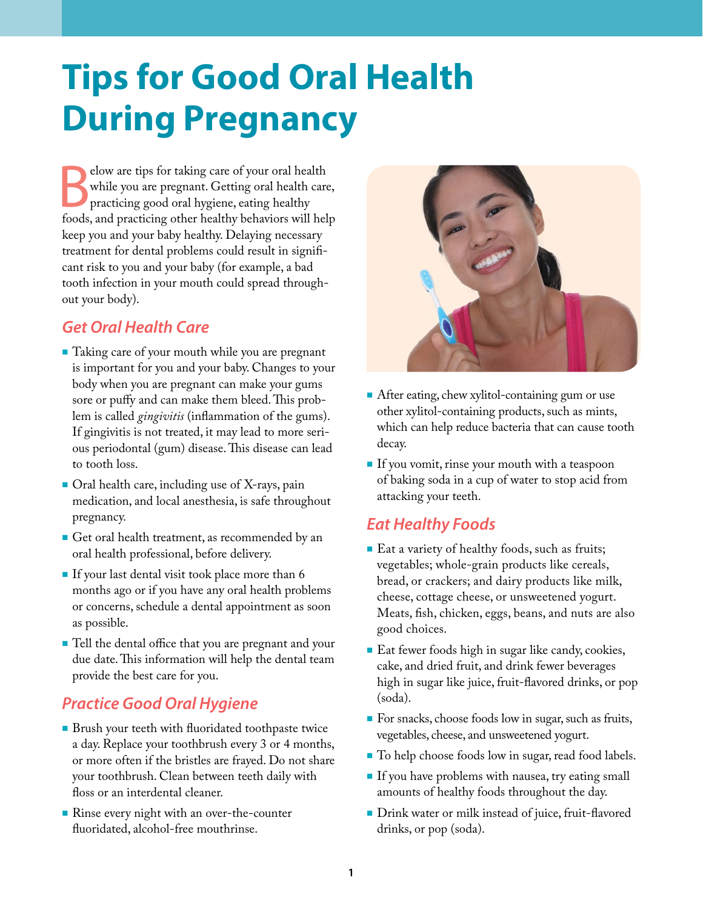# Tips for Good Oral Health During Pregnancy

Below are tips for taking care of your oral health while you are pregnant. Getting oral health care, practicing good oral hygiene, eating healthy foods, and practicing other healthy behaviors will help keep you and your baby healthy. Delaying necessary treatment for dental problems could result in significant risk to you and your baby (for example, a bad tooth infection in your mouth could spread throughout your body).

## *Get Oral Health Care*

- Taking care of your mouth while you are pregnant is important for you and your baby. Changes to your body when you are pregnant can make your gums sore or puffy and can make them bleed. This problem is called *gingivitis* (inflammation of the gums). If gingivitis is not treated, it may lead to more serious periodontal (gum) disease. This disease can lead to tooth loss.
- Oral health care, including use of X-rays, pain medication, and local anesthesia, is safe throughout pregnancy.
- Get oral health treatment, as recommended by an oral health professional, before delivery.
- If your last dental visit took place more than 6 months ago or if you have any oral health problems or concerns, schedule a dental appointment as soon as possible.
- Tell the dental office that you are pregnant and your due date. This information will help the dental team provide the best care for you.

## *Practice Good Oral Hygiene*

- Brush your teeth with fluoridated toothpaste twice a day. Replace your toothbrush every 3 or 4 months, or more often if the bristles are frayed. Do not share your toothbrush. Clean between teeth daily with floss or an interdental cleaner.
- Rinse every night with an over-the-counter fluoridated, alcohol-free mouthrinse.
- After eating, chew xylitol-containing gum or use other xylitol-containing products, such as mints, which can help reduce bacteria that can cause tooth decay.
- If you vomit, rinse your mouth with a teaspoon of baking soda in a cup of water to stop acid from attacking your teeth.

## *Eat Healthy Foods*

- Eat a variety of healthy foods, such as fruits; vegetables; whole-grain products like cereals, bread, or crackers; and dairy products like milk, cheese, cottage cheese, or unsweetened yogurt. Meats, fish, chicken, eggs, beans, and nuts are also good choices.
- Eat fewer foods high in sugar like candy, cookies, cake, and dried fruit, and drink fewer beverages high in sugar like juice, fruit-flavored drinks, or pop (soda).
- For snacks, choose foods low in sugar, such as fruits, vegetables, cheese, and unsweetened yogurt.
- To help choose foods low in sugar, read food labels.
- If you have problems with nausea, try eating small amounts of healthy foods throughout the day.
- Drink water or milk instead of juice, fruit-flavored drinks, or pop (soda).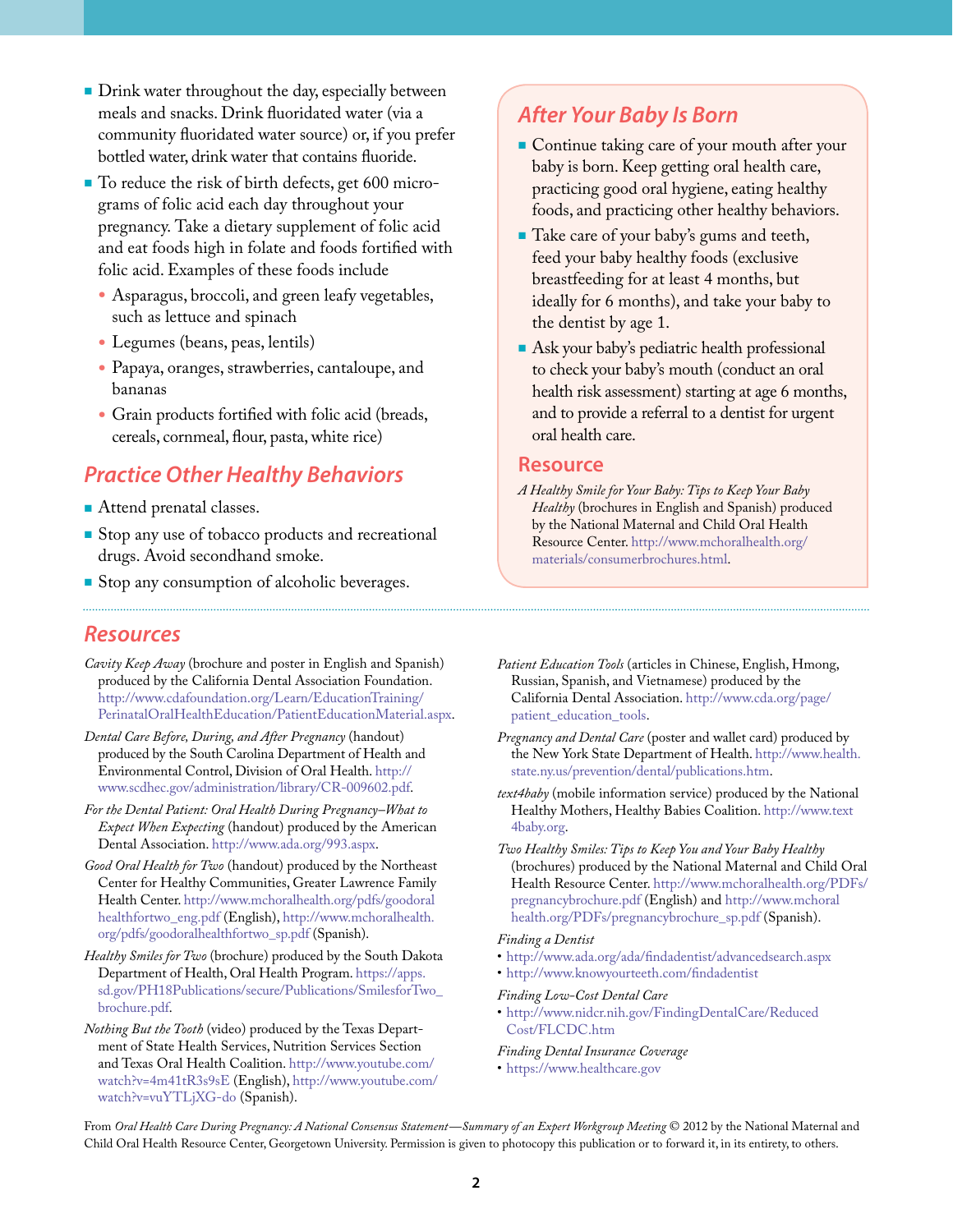- Drink water throughout the day, especially between meals and snacks. Drink fluoridated water (via a community fluoridated water source) or, if you prefer bottled water, drink water that contains fluoride.
- To reduce the risk of birth defects, get 600 micrograms of folic acid each day throughout your pregnancy. Take a dietary supplement of folic acid and eat foods high in folate and foods fortified with folic acid. Examples of these foods include
  - Asparagus, broccoli, and green leafy vegetables, such as lettuce and spinach
  - Legumes (beans, peas, lentils)
  - Papaya, oranges, strawberries, cantaloupe, and bananas
  - Grain products fortified with folic acid (breads, cereals, cornmeal, flour, pasta, white rice)

## *Practice Other Healthy Behaviors*

- Attend prenatal classes.
- Stop any use of tobacco products and recreational drugs. Avoid secondhand smoke.
- Stop any consumption of alcoholic beverages.

## *After Your Baby Is Born*

- Continue taking care of your mouth after your baby is born. Keep getting oral health care, practicing good oral hygiene, eating healthy foods, and practicing other healthy behaviors.
- Take care of your baby's gums and teeth, feed your baby healthy foods (exclusive breastfeeding for at least 4 months, but ideally for 6 months), and take your baby to the dentist by age 1.
- Ask your baby's pediatric health professional to check your baby's mouth (conduct an oral health risk assessment) starting at age 6 months, and to provide a referral to a dentist for urgent oral health care.

### Resource

*A Healthy Smile for Your Baby: Tips to Keep Your Baby Healthy* (brochures in English and Spanish) produced by the National Maternal and Child Oral Health Resource Center. http://www.mchoralhealth.org/materials/consumerbrochures.html.

## *Resources*

*Cavity Keep Away* (brochure and poster in English and Spanish) produced by the California Dental Association Foundation. http://www.cdafoundation.org/Learn/EducationTraining/PerinatalOralHealthEducation/PatientEducationMaterial.aspx.

*Dental Care Before, During, and After Pregnancy* (handout) produced by the South Carolina Department of Health and Environmental Control, Division of Oral Health. http://www.scdhec.gov/administration/library/CR-009602.pdf.

*For the Dental Patient: Oral Health During Pregnancy–What to Expect When Expecting* (handout) produced by the American Dental Association. http://www.ada.org/993.aspx.

*Good Oral Health for Two* (handout) produced by the Northeast Center for Healthy Communities, Greater Lawrence Family Health Center. http://www.mchoralhealth.org/pdfs/goodoralhealthfortwo_eng.pdf (English), http://www.mchoralhealth.org/pdfs/goodoralhealthfortwo_sp.pdf (Spanish).

*Healthy Smiles for Two* (brochure) produced by the South Dakota Department of Health, Oral Health Program. https://apps.sd.gov/PH18Publications/secure/Publications/SmilesforTwo_brochure.pdf.

*Nothing But the Tooth* (video) produced by the Texas Department of State Health Services, Nutrition Services Section and Texas Oral Health Coalition. http://www.youtube.com/watch?v=4m41tR3s9sE (English), http://www.youtube.com/watch?v=vuYTLjXG-do (Spanish).

*Patient Education Tools* (articles in Chinese, English, Hmong, Russian, Spanish, and Vietnamese) produced by the California Dental Association. http://www.cda.org/page/patient_education_tools.

*Pregnancy and Dental Care* (poster and wallet card) produced by the New York State Department of Health. http://www.health.state.ny.us/prevention/dental/publications.htm.

*text4baby* (mobile information service) produced by the National Healthy Mothers, Healthy Babies Coalition. http://www.text4baby.org.

*Two Healthy Smiles: Tips to Keep You and Your Baby Healthy* (brochures) produced by the National Maternal and Child Oral Health Resource Center. http://www.mchoralhealth.org/PDFs/pregnancybrochure.pdf (English) and http://www.mchoralhealth.org/PDFs/pregnancybrochure_sp.pdf (Spanish).

*Finding a Dentist*

- http://www.ada.org/ada/findadentist/advancedsearch.aspx
- http://www.knowyourteeth.com/findadentist

*Finding Low-Cost Dental Care*

- http://www.nidcr.nih.gov/FindingDentalCare/ReducedCost/FLCDC.htm

*Finding Dental Insurance Coverage*

- https://www.healthcare.gov

From *Oral Health Care During Pregnancy: A National Consensus Statement—Summary of an Expert Workgroup Meeting* © 2012 by the National Maternal and Child Oral Health Resource Center, Georgetown University. Permission is given to photocopy this publication or to forward it, in its entirety, to others.